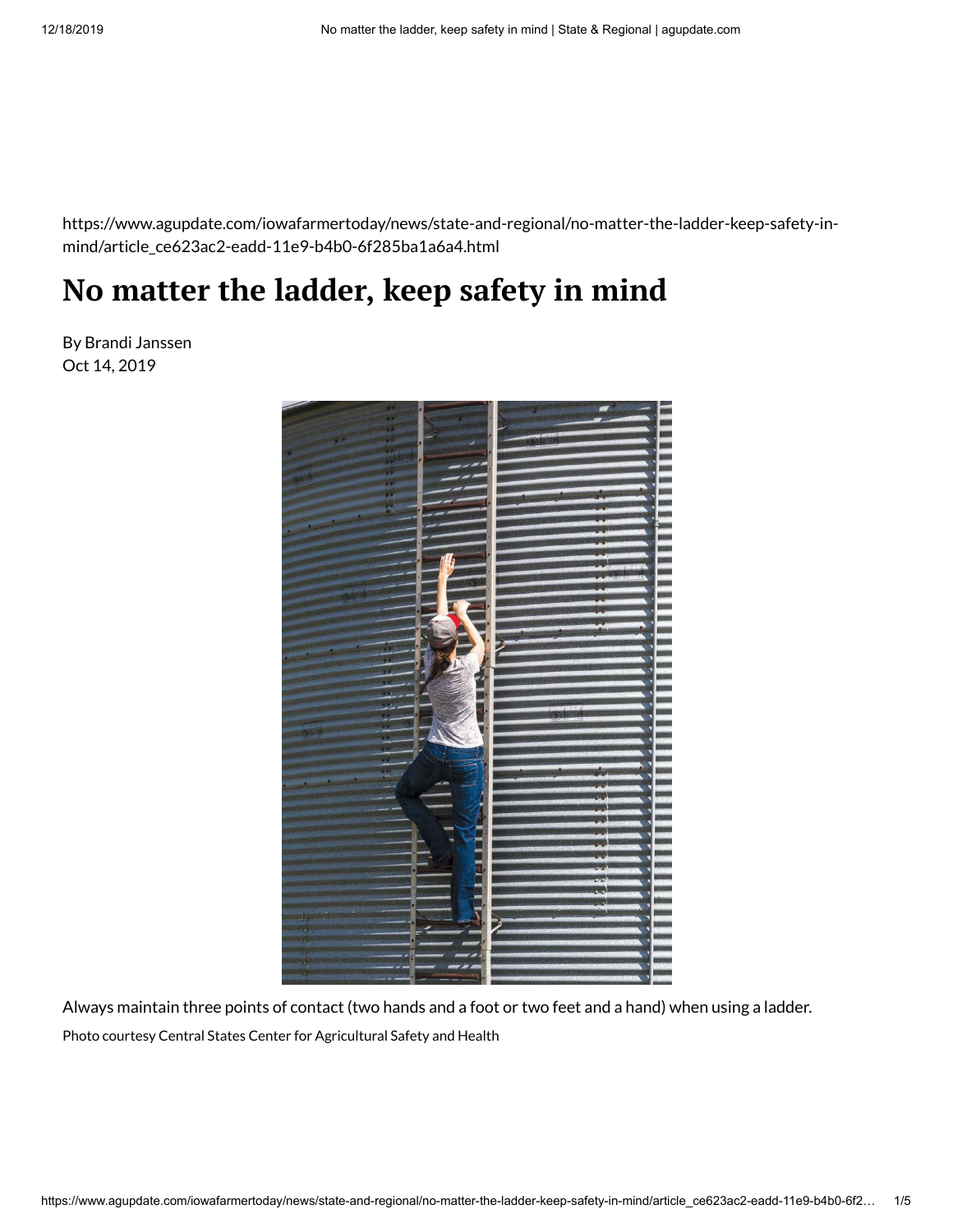https://www.agupdate.com/iowafarmertoday/news/state-and-regional/no-matter-the-ladder-keep-safety-in-mind/article_ce623ac2-eadd-11e9-b4b0-6f285ba1a6a4.html

# No matter the ladder, keep safety in mind

By Brandi Janssen
Oct 14, 2019

Always maintain three points of contact (two hands and a foot or two feet and a hand) when using a ladder.

Photo courtesy Central States Center for Agricultural Safety and Health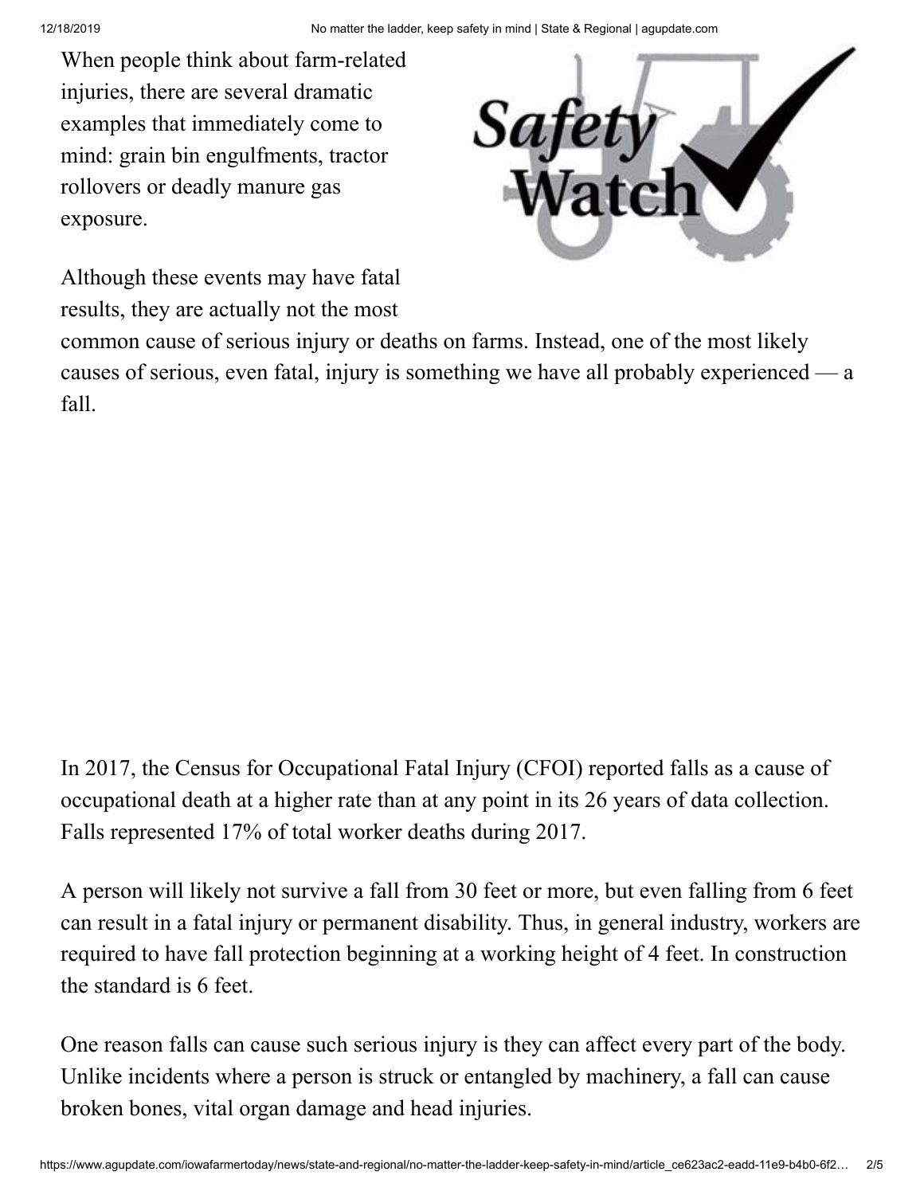When people think about farm-related injuries, there are several dramatic examples that immediately come to mind: grain bin engulfments, tractor rollovers or deadly manure gas exposure.

Although these events may have fatal results, they are actually not the most common cause of serious injury or deaths on farms. Instead, one of the most likely causes of serious, even fatal, injury is something we have all probably experienced — a fall.

In 2017, the Census for Occupational Fatal Injury (CFOI) reported falls as a cause of occupational death at a higher rate than at any point in its 26 years of data collection. Falls represented 17% of total worker deaths during 2017.

A person will likely not survive a fall from 30 feet or more, but even falling from 6 feet can result in a fatal injury or permanent disability. Thus, in general industry, workers are required to have fall protection beginning at a working height of 4 feet. In construction the standard is 6 feet.

One reason falls can cause such serious injury is they can affect every part of the body. Unlike incidents where a person is struck or entangled by machinery, a fall can cause broken bones, vital organ damage and head injuries.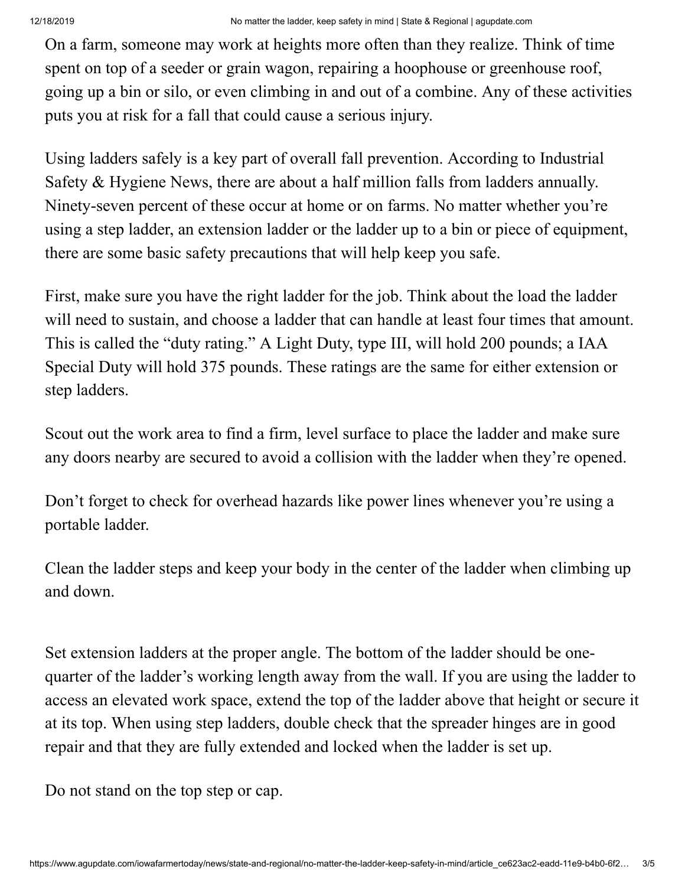On a farm, someone may work at heights more often than they realize. Think of time spent on top of a seeder or grain wagon, repairing a hoophouse or greenhouse roof, going up a bin or silo, or even climbing in and out of a combine. Any of these activities puts you at risk for a fall that could cause a serious injury.

Using ladders safely is a key part of overall fall prevention. According to Industrial Safety & Hygiene News, there are about a half million falls from ladders annually. Ninety-seven percent of these occur at home or on farms. No matter whether you're using a step ladder, an extension ladder or the ladder up to a bin or piece of equipment, there are some basic safety precautions that will help keep you safe.

First, make sure you have the right ladder for the job. Think about the load the ladder will need to sustain, and choose a ladder that can handle at least four times that amount. This is called the "duty rating." A Light Duty, type III, will hold 200 pounds; a IAA Special Duty will hold 375 pounds. These ratings are the same for either extension or step ladders.

Scout out the work area to find a firm, level surface to place the ladder and make sure any doors nearby are secured to avoid a collision with the ladder when they're opened.

Don't forget to check for overhead hazards like power lines whenever you're using a portable ladder.

Clean the ladder steps and keep your body in the center of the ladder when climbing up and down.

Set extension ladders at the proper angle. The bottom of the ladder should be one-quarter of the ladder's working length away from the wall. If you are using the ladder to access an elevated work space, extend the top of the ladder above that height or secure it at its top. When using step ladders, double check that the spreader hinges are in good repair and that they are fully extended and locked when the ladder is set up.

Do not stand on the top step or cap.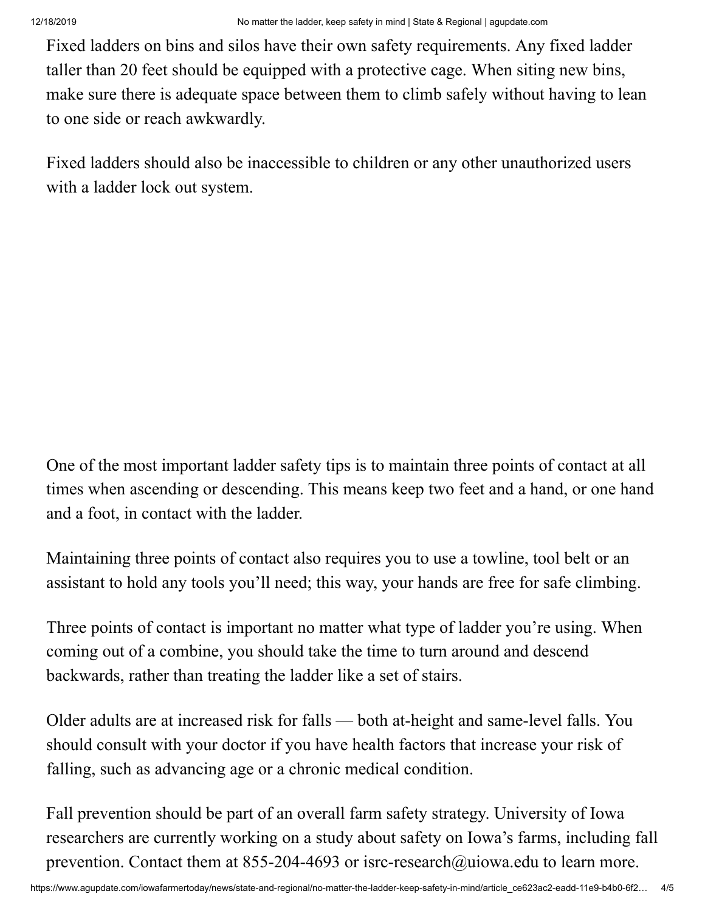Fixed ladders on bins and silos have their own safety requirements. Any fixed ladder taller than 20 feet should be equipped with a protective cage. When siting new bins, make sure there is adequate space between them to climb safely without having to lean to one side or reach awkwardly.

Fixed ladders should also be inaccessible to children or any other unauthorized users with a ladder lock out system.

One of the most important ladder safety tips is to maintain three points of contact at all times when ascending or descending. This means keep two feet and a hand, or one hand and a foot, in contact with the ladder.

Maintaining three points of contact also requires you to use a towline, tool belt or an assistant to hold any tools you'll need; this way, your hands are free for safe climbing.

Three points of contact is important no matter what type of ladder you're using. When coming out of a combine, you should take the time to turn around and descend backwards, rather than treating the ladder like a set of stairs.

Older adults are at increased risk for falls — both at-height and same-level falls. You should consult with your doctor if you have health factors that increase your risk of falling, such as advancing age or a chronic medical condition.

Fall prevention should be part of an overall farm safety strategy. University of Iowa researchers are currently working on a study about safety on Iowa's farms, including fall prevention. Contact them at 855-204-4693 or isrc-research@uiowa.edu to learn more.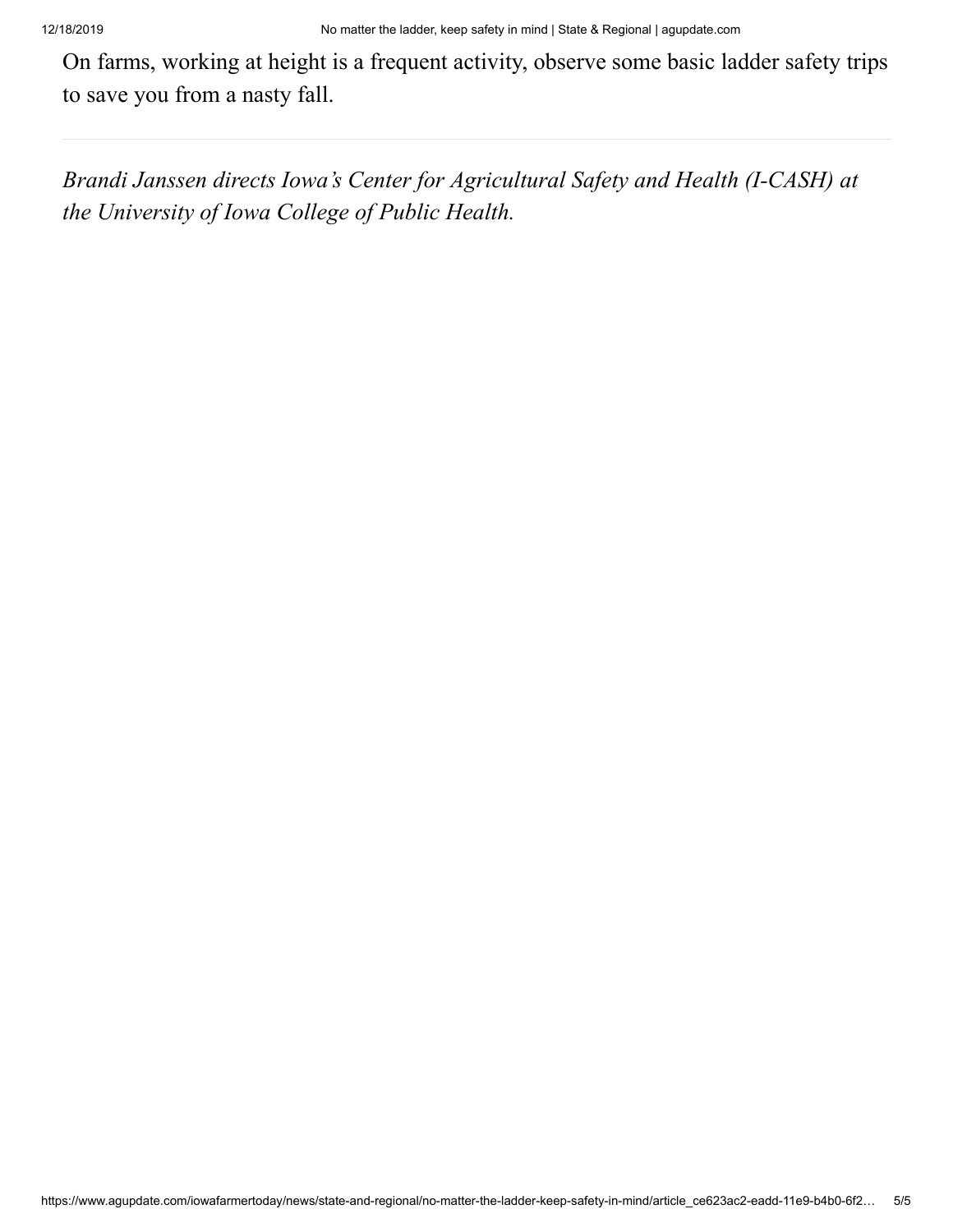On farms, working at height is a frequent activity, observe some basic ladder safety trips to save you from a nasty fall.

---

*Brandi Janssen directs Iowa's Center for Agricultural Safety and Health (I-CASH) at the University of Iowa College of Public Health.*